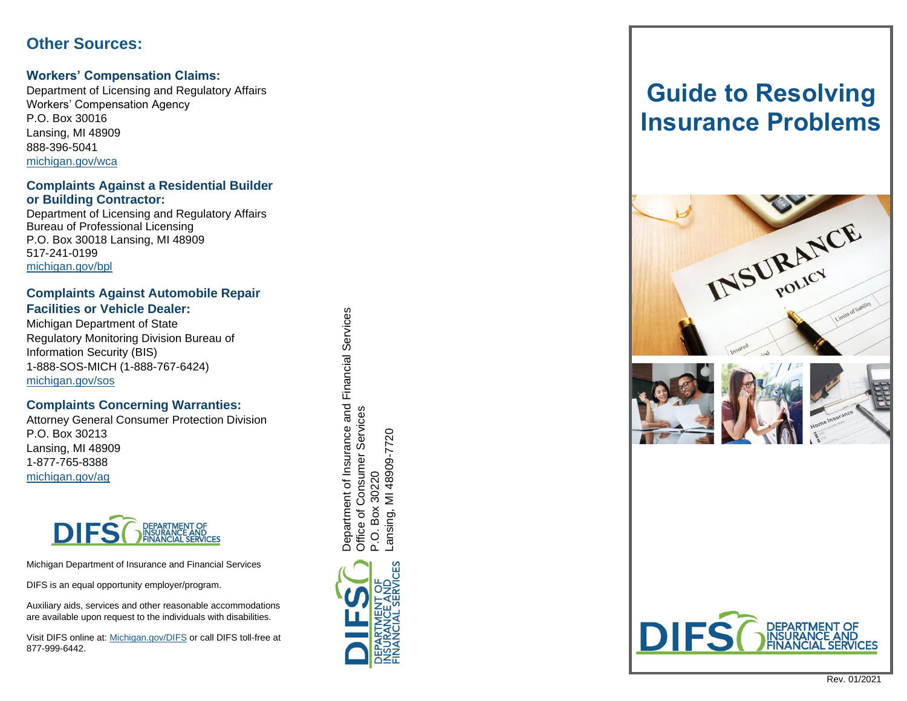## Other Sources:

### Workers' Compensation Claims:

Department of Licensing and Regulatory Affairs
Workers' Compensation Agency
P.O. Box 30016
Lansing, MI 48909
888-396-5041
michigan.gov/wca

### Complaints Against a Residential Builder or Building Contractor:

Department of Licensing and Regulatory Affairs
Bureau of Professional Licensing
P.O. Box 30018 Lansing, MI 48909
517-241-0199
michigan.gov/bpl

### Complaints Against Automobile Repair Facilities or Vehicle Dealer:

Michigan Department of State
Regulatory Monitoring Division Bureau of Information Security (BIS)
1-888-SOS-MICH (1-888-767-6424)
michigan.gov/sos

### Complaints Concerning Warranties:

Attorney General Consumer Protection Division
P.O. Box 30213
Lansing, MI 48909
1-877-765-8388
michigan.gov/ag

DIFS DEPARTMENT OF INSURANCE AND FINANCIAL SERVICES

Michigan Department of Insurance and Financial Services

DIFS is an equal opportunity employer/program.

Auxiliary aids, services and other reasonable accommodations are available upon request to the individuals with disabilities.

Visit DIFS online at: Michigan.gov/DIFS or call DIFS toll-free at 877-999-6442.

Department of Insurance and Financial Services
Office of Consumer Services
P.O. Box 30220
Lansing, MI 48909-7720

DIFS DEPARTMENT OF INSURANCE AND FINANCIAL SERVICES

# Guide to Resolving Insurance Problems

DIFS DEPARTMENT OF INSURANCE AND FINANCIAL SERVICES

Rev. 01/2021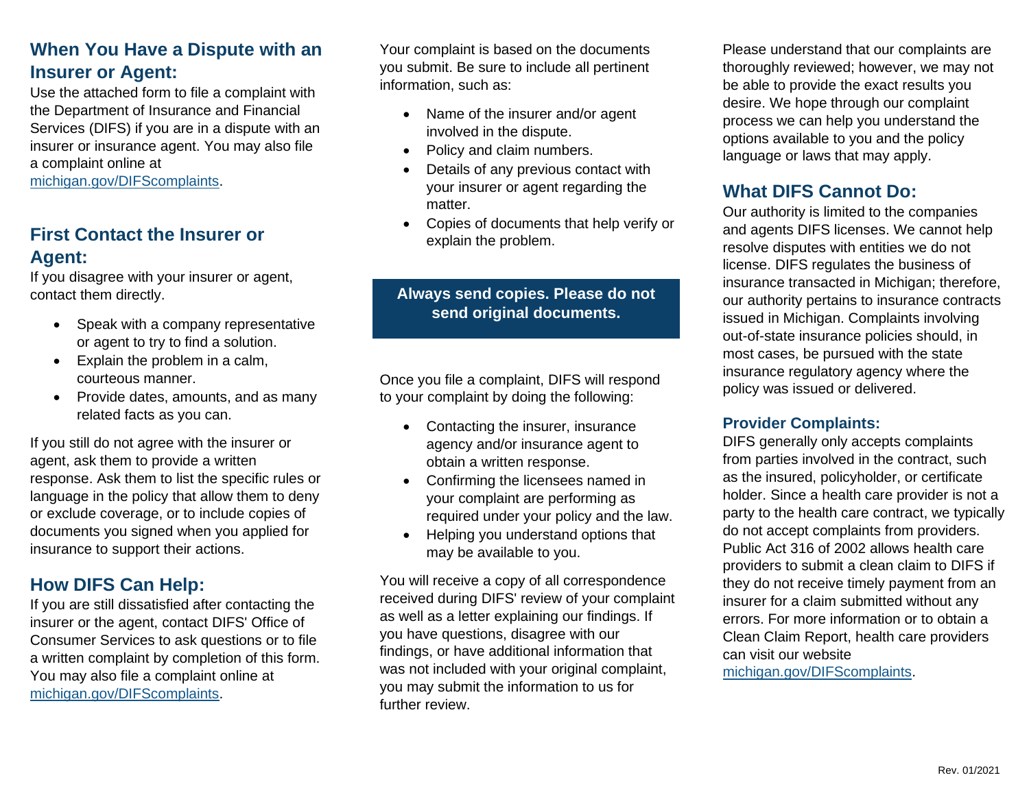## When You Have a Dispute with an Insurer or Agent:

Use the attached form to file a complaint with the Department of Insurance and Financial Services (DIFS) if you are in a dispute with an insurer or insurance agent. You may also file a complaint online at michigan.gov/DIFScomplaints.

## First Contact the Insurer or Agent:

If you disagree with your insurer or agent, contact them directly.

- Speak with a company representative or agent to try to find a solution.
- Explain the problem in a calm, courteous manner.
- Provide dates, amounts, and as many related facts as you can.

If you still do not agree with the insurer or agent, ask them to provide a written response. Ask them to list the specific rules or language in the policy that allow them to deny or exclude coverage, or to include copies of documents you signed when you applied for insurance to support their actions.

## How DIFS Can Help:

If you are still dissatisfied after contacting the insurer or the agent, contact DIFS' Office of Consumer Services to ask questions or to file a written complaint by completion of this form. You may also file a complaint online at michigan.gov/DIFScomplaints.

Your complaint is based on the documents you submit. Be sure to include all pertinent information, such as:

- Name of the insurer and/or agent involved in the dispute.
- Policy and claim numbers.
- Details of any previous contact with your insurer or agent regarding the matter.
- Copies of documents that help verify or explain the problem.

**Always send copies. Please do not send original documents.**

Once you file a complaint, DIFS will respond to your complaint by doing the following:

- Contacting the insurer, insurance agency and/or insurance agent to obtain a written response.
- Confirming the licensees named in your complaint are performing as required under your policy and the law.
- Helping you understand options that may be available to you.

You will receive a copy of all correspondence received during DIFS' review of your complaint as well as a letter explaining our findings. If you have questions, disagree with our findings, or have additional information that was not included with your original complaint, you may submit the information to us for further review.

Please understand that our complaints are thoroughly reviewed; however, we may not be able to provide the exact results you desire. We hope through our complaint process we can help you understand the options available to you and the policy language or laws that may apply.

## What DIFS Cannot Do:

Our authority is limited to the companies and agents DIFS licenses. We cannot help resolve disputes with entities we do not license. DIFS regulates the business of insurance transacted in Michigan; therefore, our authority pertains to insurance contracts issued in Michigan. Complaints involving out-of-state insurance policies should, in most cases, be pursued with the state insurance regulatory agency where the policy was issued or delivered.

### Provider Complaints:

DIFS generally only accepts complaints from parties involved in the contract, such as the insured, policyholder, or certificate holder. Since a health care provider is not a party to the health care contract, we typically do not accept complaints from providers. Public Act 316 of 2002 allows health care providers to submit a clean claim to DIFS if they do not receive timely payment from an insurer for a claim submitted without any errors. For more information or to obtain a Clean Claim Report, health care providers can visit our website michigan.gov/DIFScomplaints.

Rev. 01/2021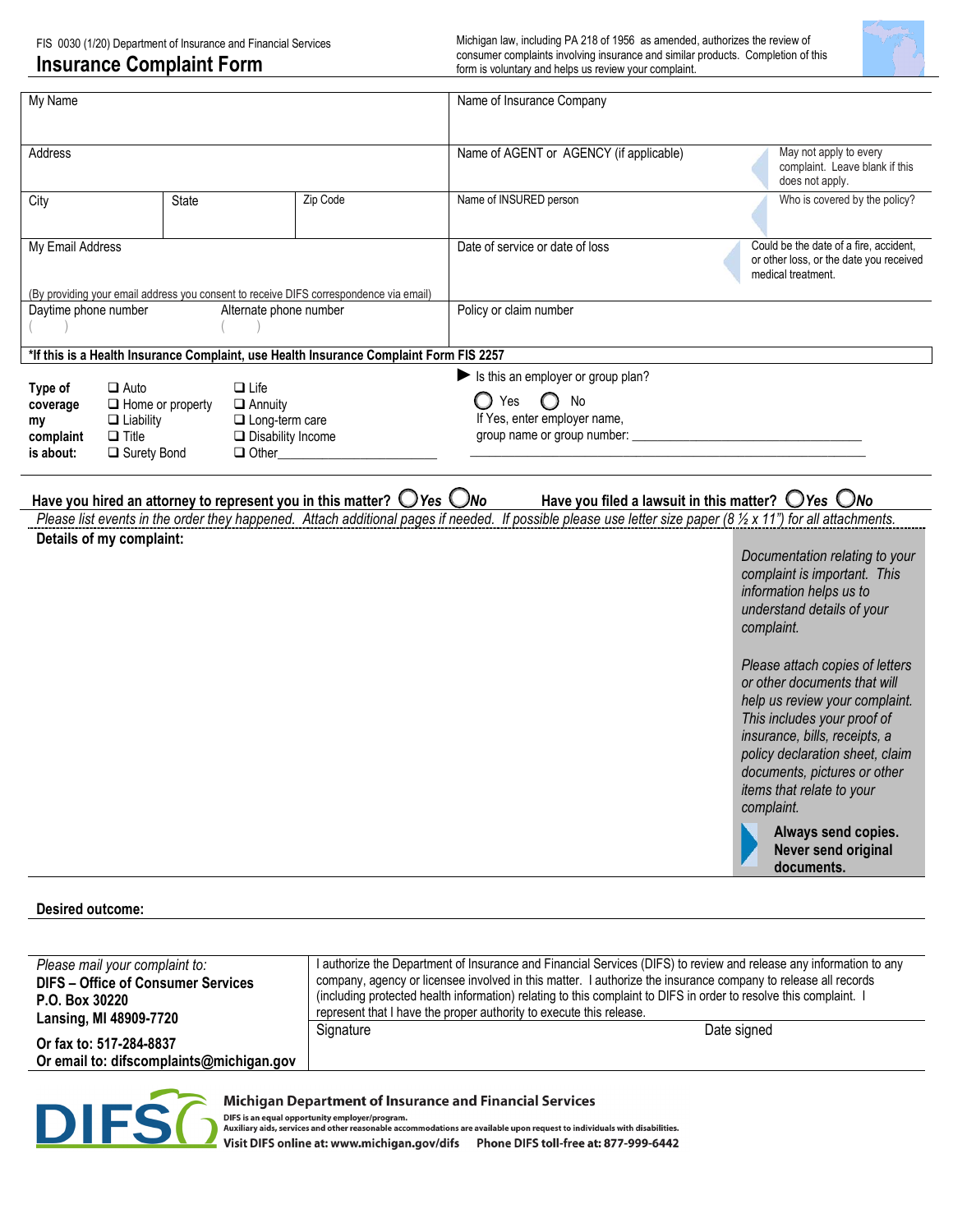FIS 0030 (1/20) Department of Insurance and Financial Services

# Insurance Complaint Form

Michigan law, including PA 218 of 1956 as amended, authorizes the review of consumer complaints involving insurance and similar products. Completion of this form is voluntary and helps us review your complaint.

| | |
|---|---|
| My Name | Name of Insurance Company |
| Address | Name of AGENT or AGENCY (if applicable) — May not apply to every complaint. Leave blank if this does not apply. |
| City / State / Zip Code | Name of INSURED person — Who is covered by the policy? |
| My Email Address (By providing your email address you consent to receive DIFS correspondence via email) | Date of service or date of loss — Could be the date of a fire, accident, or other loss, or the date you received medical treatment. |
| Daytime phone number ( ) / Alternate phone number ( ) | Policy or claim number |

**\*If this is a Health Insurance Complaint, use Health Insurance Complaint Form FIS 2257**

**Type of coverage my complaint is about:**

- ❑ Auto
- ❑ Home or property
- ❑ Liability
- ❑ Title
- ❑ Surety Bond
- ❑ Life
- ❑ Annuity
- ❑ Long-term care
- ❑ Disability Income
- ❑ Other\_\_\_\_\_\_\_\_\_\_\_\_\_\_\_\_\_\_\_\_\_\_

▶ Is this an employer or group plan? ◯ Yes ◯ No

If Yes, enter employer name, group name or group number: \_\_\_\_\_\_\_\_\_\_\_\_\_\_\_\_\_\_\_\_\_\_\_\_\_\_\_\_\_\_\_\_\_\_\_\_

**Have you hired an attorney to represent you in this matter?** ◯ ***Yes*** ◯ ***No**** 

**Have you filed a lawsuit in this matter?** ◯ ***Yes*** ◯ ***No***

*Please list events in the order they happened. Attach additional pages if needed. If possible please use letter size paper (8 ½ x 11") for all attachments.*

**Details of my complaint:**

*Documentation relating to your complaint is important. This information helps us to understand details of your complaint.*

*Please attach copies of letters or other documents that will help us review your complaint. This includes your proof of insurance, bills, receipts, a policy declaration sheet, claim documents, pictures or other items that relate to your complaint.*

**Always send copies. Never send original documents.**

**Desired outcome:**

*Please mail your complaint to:*
**DIFS – Office of Consumer Services**
**P.O. Box 30220**
**Lansing, MI 48909-7720**

**Or fax to: 517-284-8837**
**Or email to: difscomplaints@michigan.gov**

I authorize the Department of Insurance and Financial Services (DIFS) to review and release any information to any company, agency or licensee involved in this matter. I authorize the insurance company to release all records (including protected health information) relating to this complaint to DIFS in order to resolve this complaint. I represent that I have the proper authority to execute this release.

Signature &nbsp;&nbsp;&nbsp;&nbsp;&nbsp;&nbsp;&nbsp;&nbsp; Date signed

**Michigan Department of Insurance and Financial Services**
**DIFS is an equal opportunity employer/program.**
**Auxiliary aids, services and other reasonable accommodations are available upon request to individuals with disabilities.**
**Visit DIFS online at: www.michigan.gov/difs Phone DIFS toll-free at: 877-999-6442**